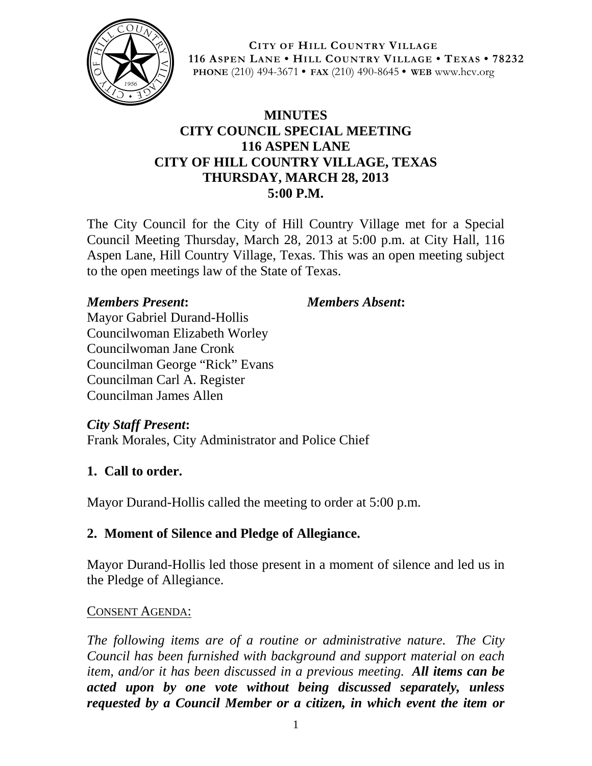**CITY OF HILL COUNTRY VILLAGE**
**116 ASPEN LANE • HILL COUNTRY VILLAGE • TEXAS • 78232**
**PHONE** (210) 494-3671 • **FAX** (210) 490-8645 • **WEB** www.hcv.org

# MINUTES
## CITY COUNCIL SPECIAL MEETING
## 116 ASPEN LANE
## CITY OF HILL COUNTRY VILLAGE, TEXAS
## THURSDAY, MARCH 28, 2013
## 5:00 P.M.

The City Council for the City of Hill Country Village met for a Special Council Meeting Thursday, March 28, 2013 at 5:00 p.m. at City Hall, 116 Aspen Lane, Hill Country Village, Texas. This was an open meeting subject to the open meetings law of the State of Texas.

***Members Present*:**
Mayor Gabriel Durand-Hollis
Councilwoman Elizabeth Worley
Councilwoman Jane Cronk
Councilman George "Rick" Evans
Councilman Carl A. Register
Councilman James Allen

***Members Absent*:**

***City Staff Present*:**
Frank Morales, City Administrator and Police Chief

**1. Call to order.**

Mayor Durand-Hollis called the meeting to order at 5:00 p.m.

**2. Moment of Silence and Pledge of Allegiance.**

Mayor Durand-Hollis led those present in a moment of silence and led us in the Pledge of Allegiance.

CONSENT AGENDA:

*The following items are of a routine or administrative nature. The City Council has been furnished with background and support material on each item, and/or it has been discussed in a previous meeting.* ***All items can be acted upon by one vote without being discussed separately, unless requested by a Council Member or a citizen, in which event the item or***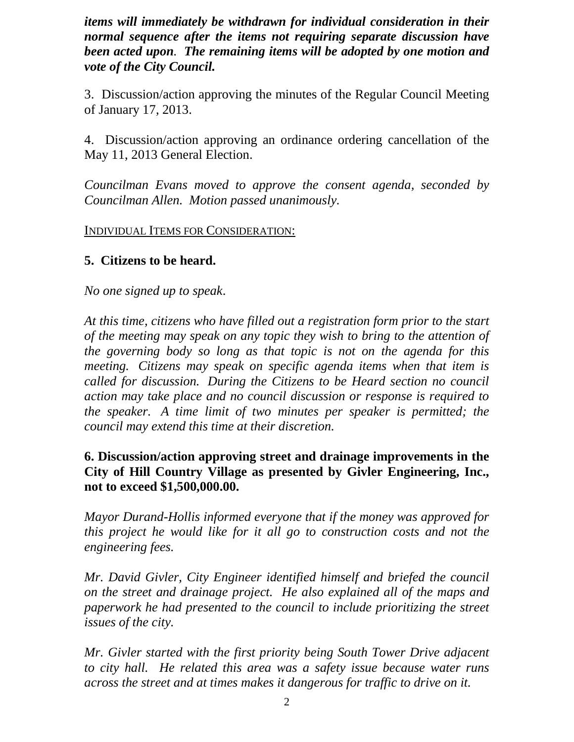***items will immediately be withdrawn for individual consideration in their normal sequence after the items not requiring separate discussion have been acted upon. The remaining items will be adopted by one motion and vote of the City Council.***

3. Discussion/action approving the minutes of the Regular Council Meeting of January 17, 2013.

4. Discussion/action approving an ordinance ordering cancellation of the May 11, 2013 General Election.

*Councilman Evans moved to approve the consent agenda, seconded by Councilman Allen. Motion passed unanimously.*

INDIVIDUAL ITEMS FOR CONSIDERATION:

**5. Citizens to be heard.**

*No one signed up to speak.*

*At this time, citizens who have filled out a registration form prior to the start of the meeting may speak on any topic they wish to bring to the attention of the governing body so long as that topic is not on the agenda for this meeting. Citizens may speak on specific agenda items when that item is called for discussion. During the Citizens to be Heard section no council action may take place and no council discussion or response is required to the speaker. A time limit of two minutes per speaker is permitted; the council may extend this time at their discretion.*

**6. Discussion/action approving street and drainage improvements in the City of Hill Country Village as presented by Givler Engineering, Inc., not to exceed $1,500,000.00.**

*Mayor Durand-Hollis informed everyone that if the money was approved for this project he would like for it all go to construction costs and not the engineering fees.*

*Mr. David Givler, City Engineer identified himself and briefed the council on the street and drainage project. He also explained all of the maps and paperwork he had presented to the council to include prioritizing the street issues of the city.*

*Mr. Givler started with the first priority being South Tower Drive adjacent to city hall. He related this area was a safety issue because water runs across the street and at times makes it dangerous for traffic to drive on it.*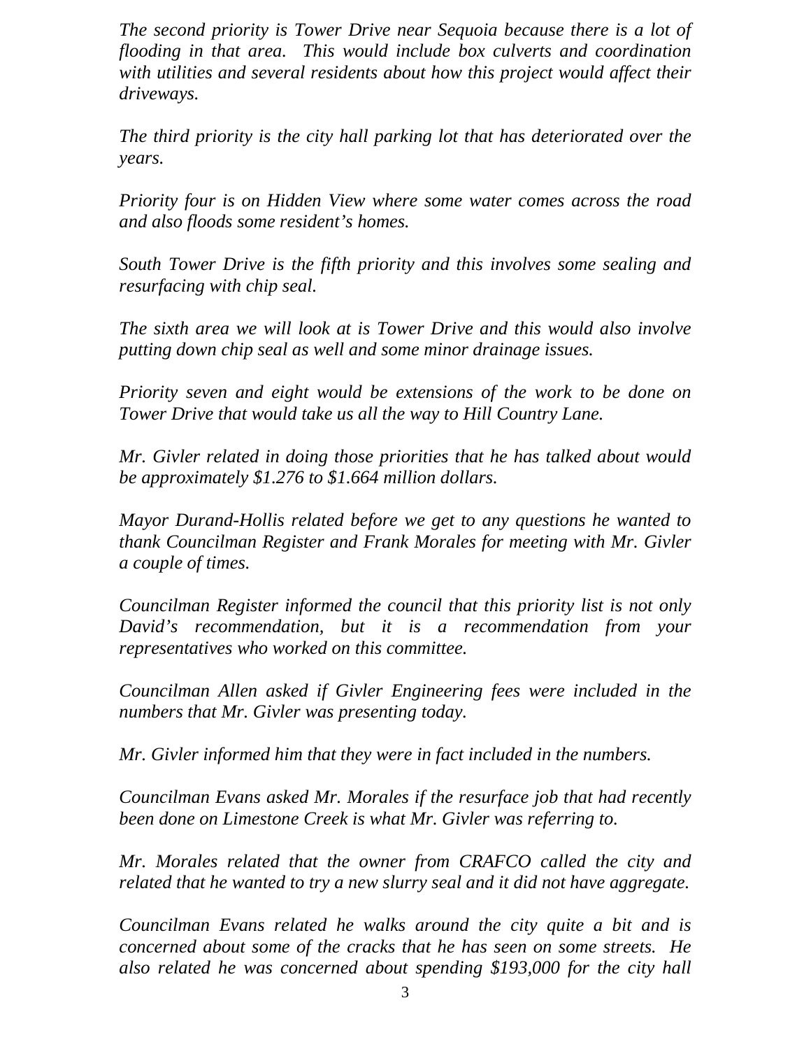*The second priority is Tower Drive near Sequoia because there is a lot of flooding in that area. This would include box culverts and coordination with utilities and several residents about how this project would affect their driveways.*

*The third priority is the city hall parking lot that has deteriorated over the years.*

*Priority four is on Hidden View where some water comes across the road and also floods some resident's homes.*

*South Tower Drive is the fifth priority and this involves some sealing and resurfacing with chip seal.*

*The sixth area we will look at is Tower Drive and this would also involve putting down chip seal as well and some minor drainage issues.*

*Priority seven and eight would be extensions of the work to be done on Tower Drive that would take us all the way to Hill Country Lane.*

*Mr. Givler related in doing those priorities that he has talked about would be approximately $1.276 to $1.664 million dollars.*

*Mayor Durand-Hollis related before we get to any questions he wanted to thank Councilman Register and Frank Morales for meeting with Mr. Givler a couple of times.*

*Councilman Register informed the council that this priority list is not only David's recommendation, but it is a recommendation from your representatives who worked on this committee.*

*Councilman Allen asked if Givler Engineering fees were included in the numbers that Mr. Givler was presenting today.*

*Mr. Givler informed him that they were in fact included in the numbers.*

*Councilman Evans asked Mr. Morales if the resurface job that had recently been done on Limestone Creek is what Mr. Givler was referring to.*

*Mr. Morales related that the owner from CRAFCO called the city and related that he wanted to try a new slurry seal and it did not have aggregate.*

*Councilman Evans related he walks around the city quite a bit and is concerned about some of the cracks that he has seen on some streets. He also related he was concerned about spending $193,000 for the city hall*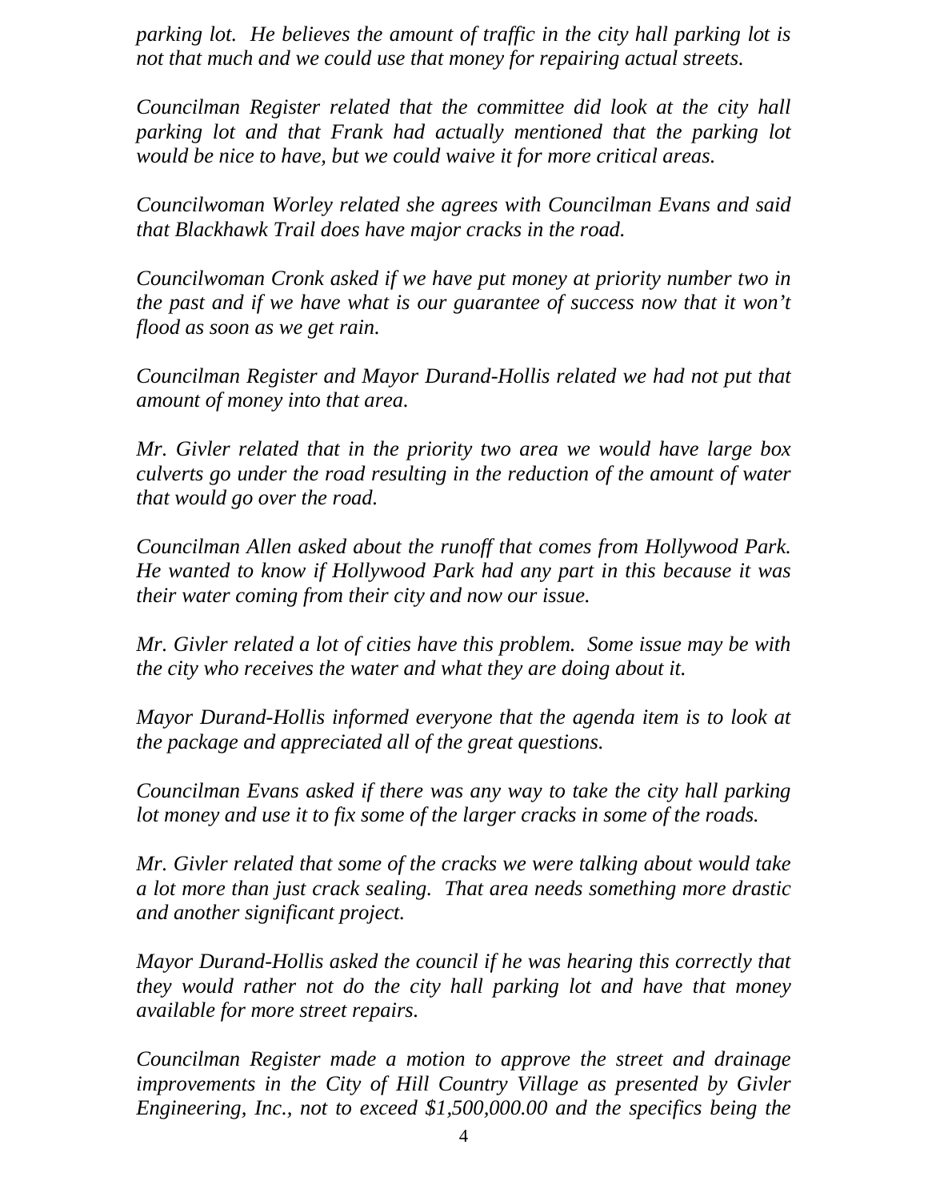*parking lot. He believes the amount of traffic in the city hall parking lot is not that much and we could use that money for repairing actual streets.*

*Councilman Register related that the committee did look at the city hall parking lot and that Frank had actually mentioned that the parking lot would be nice to have, but we could waive it for more critical areas.*

*Councilwoman Worley related she agrees with Councilman Evans and said that Blackhawk Trail does have major cracks in the road.*

*Councilwoman Cronk asked if we have put money at priority number two in the past and if we have what is our guarantee of success now that it won't flood as soon as we get rain.*

*Councilman Register and Mayor Durand-Hollis related we had not put that amount of money into that area.*

*Mr. Givler related that in the priority two area we would have large box culverts go under the road resulting in the reduction of the amount of water that would go over the road.*

*Councilman Allen asked about the runoff that comes from Hollywood Park. He wanted to know if Hollywood Park had any part in this because it was their water coming from their city and now our issue.*

*Mr. Givler related a lot of cities have this problem. Some issue may be with the city who receives the water and what they are doing about it.*

*Mayor Durand-Hollis informed everyone that the agenda item is to look at the package and appreciated all of the great questions.*

*Councilman Evans asked if there was any way to take the city hall parking lot money and use it to fix some of the larger cracks in some of the roads.*

*Mr. Givler related that some of the cracks we were talking about would take a lot more than just crack sealing. That area needs something more drastic and another significant project.*

*Mayor Durand-Hollis asked the council if he was hearing this correctly that they would rather not do the city hall parking lot and have that money available for more street repairs.*

*Councilman Register made a motion to approve the street and drainage improvements in the City of Hill Country Village as presented by Givler Engineering, Inc., not to exceed $1,500,000.00 and the specifics being the*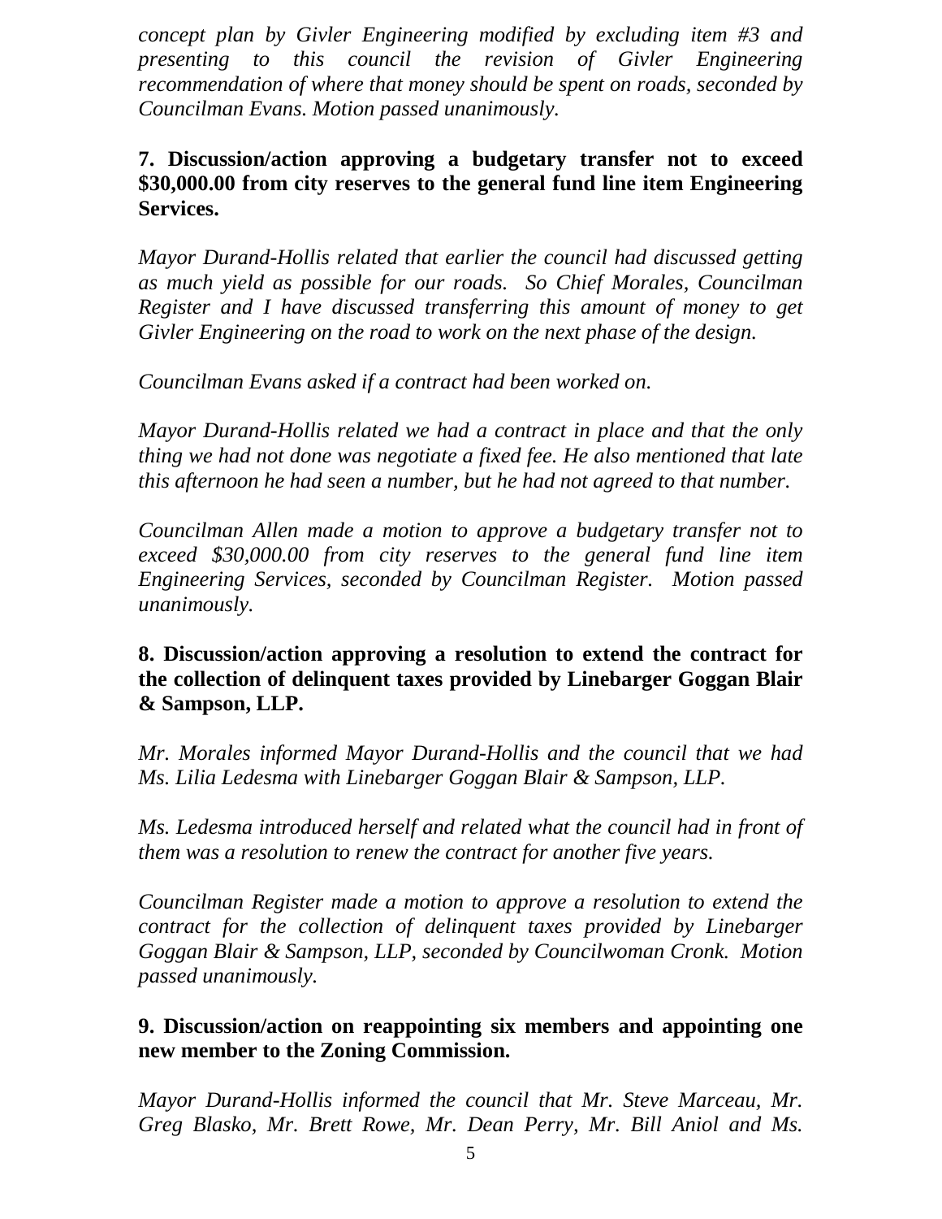*concept plan by Givler Engineering modified by excluding item #3 and presenting to this council the revision of Givler Engineering recommendation of where that money should be spent on roads, seconded by Councilman Evans. Motion passed unanimously.*

**7. Discussion/action approving a budgetary transfer not to exceed $30,000.00 from city reserves to the general fund line item Engineering Services.**

*Mayor Durand-Hollis related that earlier the council had discussed getting as much yield as possible for our roads. So Chief Morales, Councilman Register and I have discussed transferring this amount of money to get Givler Engineering on the road to work on the next phase of the design.*

*Councilman Evans asked if a contract had been worked on.*

*Mayor Durand-Hollis related we had a contract in place and that the only thing we had not done was negotiate a fixed fee. He also mentioned that late this afternoon he had seen a number, but he had not agreed to that number.*

*Councilman Allen made a motion to approve a budgetary transfer not to exceed $30,000.00 from city reserves to the general fund line item Engineering Services, seconded by Councilman Register. Motion passed unanimously.*

**8. Discussion/action approving a resolution to extend the contract for the collection of delinquent taxes provided by Linebarger Goggan Blair & Sampson, LLP.**

*Mr. Morales informed Mayor Durand-Hollis and the council that we had Ms. Lilia Ledesma with Linebarger Goggan Blair & Sampson, LLP.*

*Ms. Ledesma introduced herself and related what the council had in front of them was a resolution to renew the contract for another five years.*

*Councilman Register made a motion to approve a resolution to extend the contract for the collection of delinquent taxes provided by Linebarger Goggan Blair & Sampson, LLP, seconded by Councilwoman Cronk. Motion passed unanimously.*

**9. Discussion/action on reappointing six members and appointing one new member to the Zoning Commission.**

*Mayor Durand-Hollis informed the council that Mr. Steve Marceau, Mr. Greg Blasko, Mr. Brett Rowe, Mr. Dean Perry, Mr. Bill Aniol and Ms.*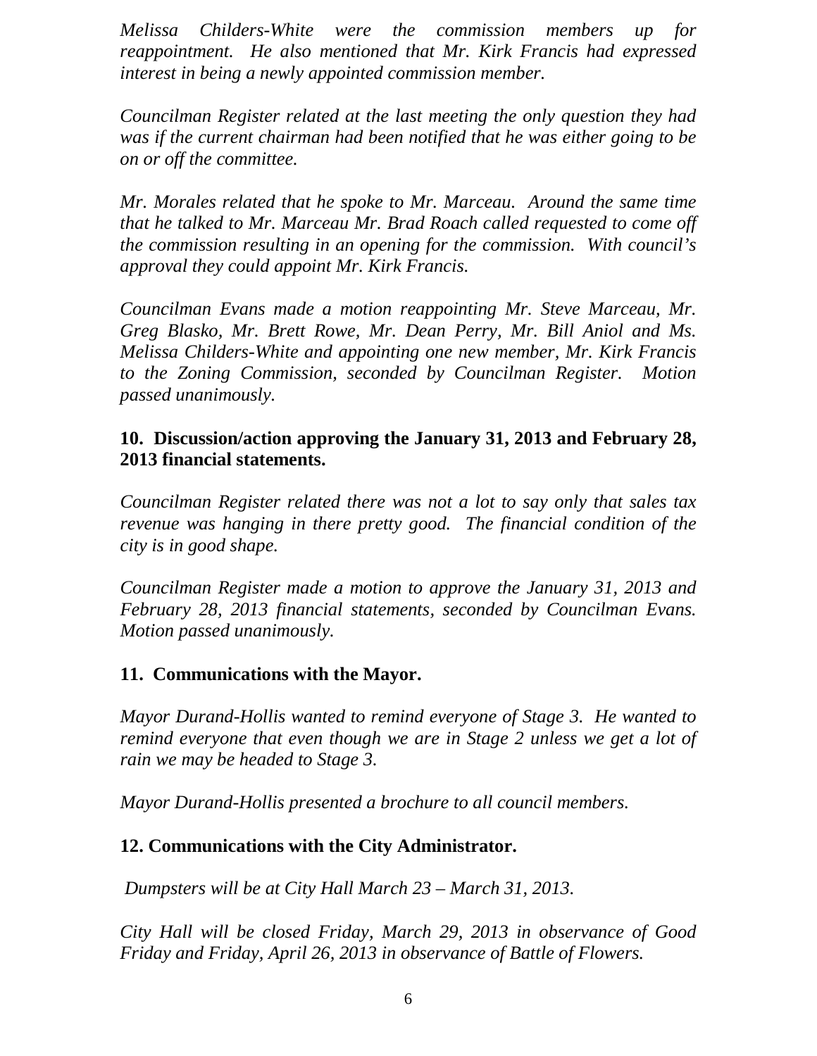*Melissa Childers-White were the commission members up for reappointment. He also mentioned that Mr. Kirk Francis had expressed interest in being a newly appointed commission member.*

*Councilman Register related at the last meeting the only question they had was if the current chairman had been notified that he was either going to be on or off the committee.*

*Mr. Morales related that he spoke to Mr. Marceau. Around the same time that he talked to Mr. Marceau Mr. Brad Roach called requested to come off the commission resulting in an opening for the commission. With council's approval they could appoint Mr. Kirk Francis.*

*Councilman Evans made a motion reappointing Mr. Steve Marceau, Mr. Greg Blasko, Mr. Brett Rowe, Mr. Dean Perry, Mr. Bill Aniol and Ms. Melissa Childers-White and appointing one new member, Mr. Kirk Francis to the Zoning Commission, seconded by Councilman Register. Motion passed unanimously.*

**10. Discussion/action approving the January 31, 2013 and February 28, 2013 financial statements.**

*Councilman Register related there was not a lot to say only that sales tax revenue was hanging in there pretty good. The financial condition of the city is in good shape.*

*Councilman Register made a motion to approve the January 31, 2013 and February 28, 2013 financial statements, seconded by Councilman Evans. Motion passed unanimously.*

**11. Communications with the Mayor.**

*Mayor Durand-Hollis wanted to remind everyone of Stage 3. He wanted to remind everyone that even though we are in Stage 2 unless we get a lot of rain we may be headed to Stage 3.*

*Mayor Durand-Hollis presented a brochure to all council members.*

**12. Communications with the City Administrator.**

*Dumpsters will be at City Hall March 23 – March 31, 2013.*

*City Hall will be closed Friday, March 29, 2013 in observance of Good Friday and Friday, April 26, 2013 in observance of Battle of Flowers.*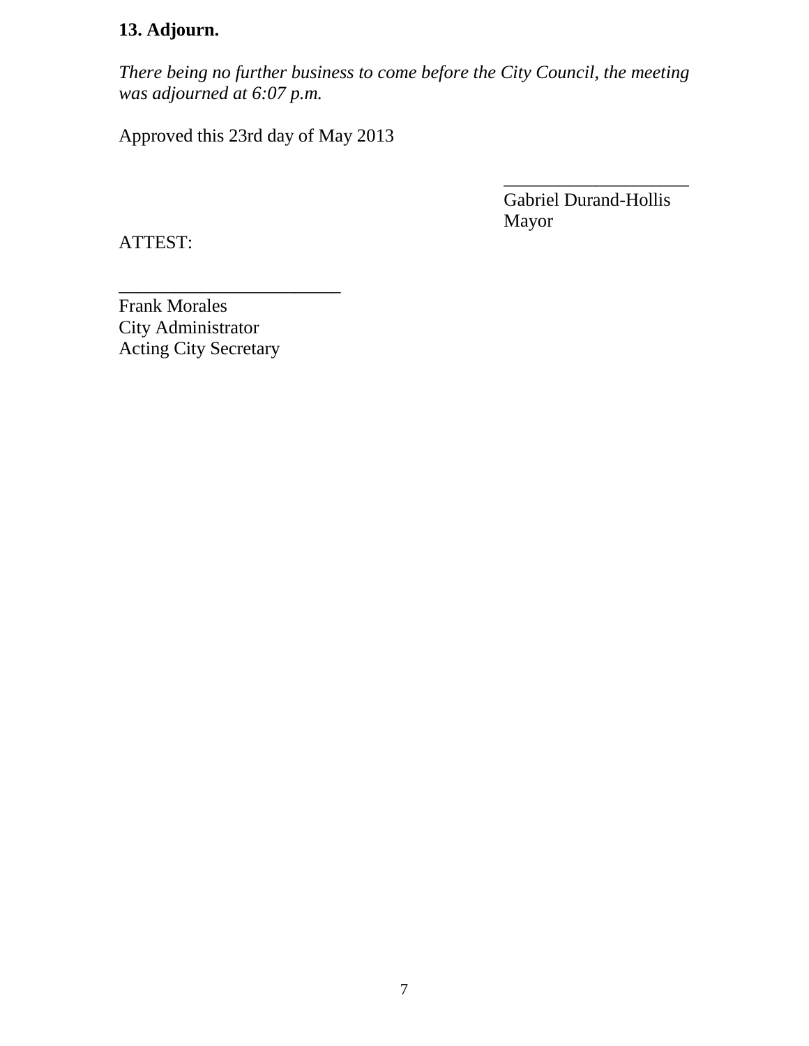**13. Adjourn.**

*There being no further business to come before the City Council, the meeting was adjourned at 6:07 p.m.*

Approved this 23rd day of May 2013

\_\_\_\_\_\_\_\_\_\_\_\_\_\_\_\_\_\_\_\_
Gabriel Durand-Hollis
Mayor

ATTEST:

\_\_\_\_\_\_\_\_\_\_\_\_\_\_\_\_\_\_\_\_\_\_\_\_
Frank Morales
City Administrator
Acting City Secretary